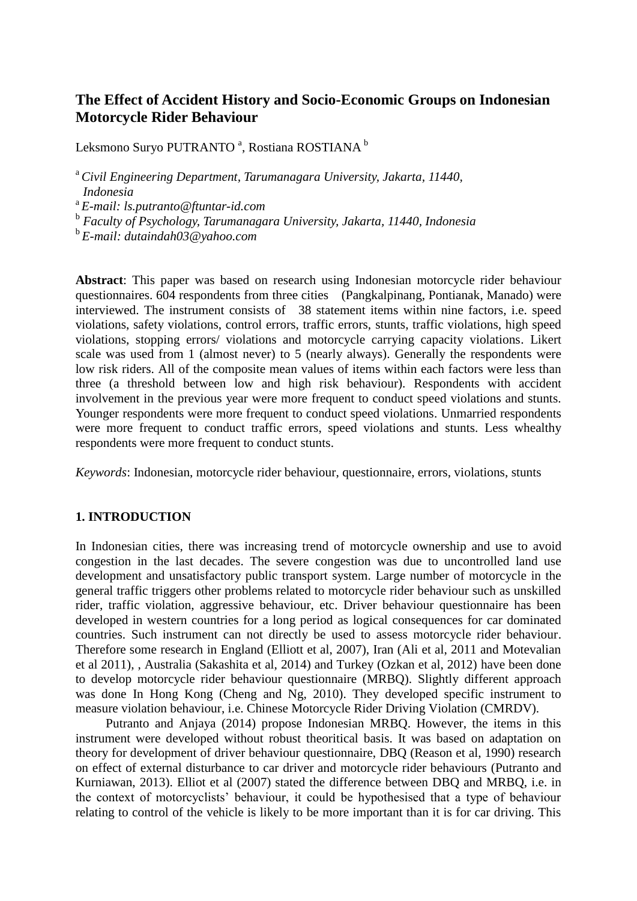# The Effect of Accident History and Socio-Economic Groups on Indonesian Motorcycle Rider Behaviour

Leksmono Suryo PUTRANTO [a], Rostiana ROSTIANA [b]

[a] *Civil Engineering Department, Tarumanagara University, Jakarta, 11440, Indonesia*
[a] *E-mail: ls.putranto@ftuntar-id.com*
[b] *Faculty of Psychology, Tarumanagara University, Jakarta, 11440, Indonesia*
[b] *E-mail: dutaindah03@yahoo.com*

**Abstract**: This paper was based on research using Indonesian motorcycle rider behaviour questionnaires. 604 respondents from three cities (Pangkalpinang, Pontianak, Manado) were interviewed. The instrument consists of 38 statement items within nine factors, i.e. speed violations, safety violations, control errors, traffic errors, stunts, traffic violations, high speed violations, stopping errors/ violations and motorcycle carrying capacity violations. Likert scale was used from 1 (almost never) to 5 (nearly always). Generally the respondents were low risk riders. All of the composite mean values of items within each factors were less than three (a threshold between low and high risk behaviour). Respondents with accident involvement in the previous year were more frequent to conduct speed violations and stunts. Younger respondents were more frequent to conduct speed violations. Unmarried respondents were more frequent to conduct traffic errors, speed violations and stunts. Less whealthy respondents were more frequent to conduct stunts.

*Keywords*: Indonesian, motorcycle rider behaviour, questionnaire, errors, violations, stunts

## 1. INTRODUCTION

In Indonesian cities, there was increasing trend of motorcycle ownership and use to avoid congestion in the last decades. The severe congestion was due to uncontrolled land use development and unsatisfactory public transport system. Large number of motorcycle in the general traffic triggers other problems related to motorcycle rider behaviour such as unskilled rider, traffic violation, aggressive behaviour, etc. Driver behaviour questionnaire has been developed in western countries for a long period as logical consequences for car dominated countries. Such instrument can not directly be used to assess motorcycle rider behaviour. Therefore some research in England (Elliott et al, 2007), Iran (Ali et al, 2011 and Motevalian et al 2011), , Australia (Sakashita et al, 2014) and Turkey (Ozkan et al, 2012) have been done to develop motorcycle rider behaviour questionnaire (MRBQ). Slightly different approach was done In Hong Kong (Cheng and Ng, 2010). They developed specific instrument to measure violation behaviour, i.e. Chinese Motorcycle Rider Driving Violation (CMRDV).

Putranto and Anjaya (2014) propose Indonesian MRBQ. However, the items in this instrument were developed without robust theoritical basis. It was based on adaptation on theory for development of driver behaviour questionnaire, DBQ (Reason et al, 1990) research on effect of external disturbance to car driver and motorcycle rider behaviours (Putranto and Kurniawan, 2013). Elliot et al (2007) stated the difference between DBQ and MRBQ, i.e. in the context of motorcyclists' behaviour, it could be hypothesised that a type of behaviour relating to control of the vehicle is likely to be more important than it is for car driving. This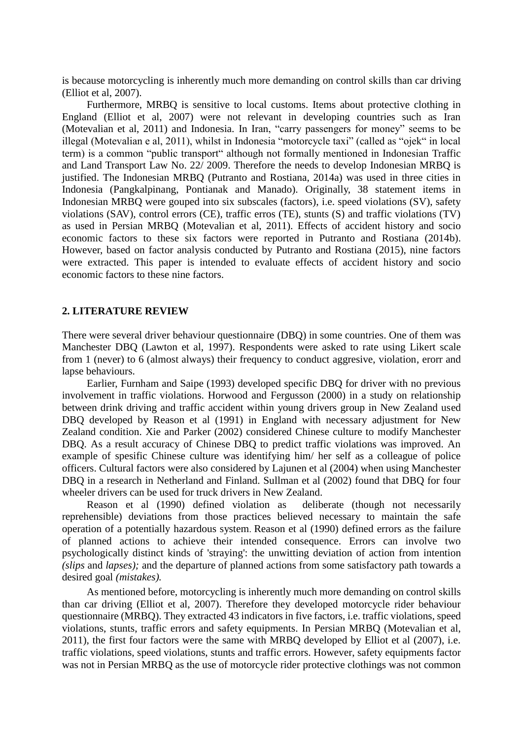is because motorcycling is inherently much more demanding on control skills than car driving (Elliot et al, 2007).

Furthermore, MRBQ is sensitive to local customs. Items about protective clothing in England (Elliot et al, 2007) were not relevant in developing countries such as Iran (Motevalian et al, 2011) and Indonesia. In Iran, "carry passengers for money" seems to be illegal (Motevalian e al, 2011), whilst in Indonesia "motorcycle taxi" (called as "ojek" in local term) is a common "public transport" although not formally mentioned in Indonesian Traffic and Land Transport Law No. 22/ 2009. Therefore the needs to develop Indonesian MRBQ is justified. The Indonesian MRBQ (Putranto and Rostiana, 2014a) was used in three cities in Indonesia (Pangkalpinang, Pontianak and Manado). Originally, 38 statement items in Indonesian MRBQ were gouped into six subscales (factors), i.e. speed violations (SV), safety violations (SAV), control errors (CE), traffic erros (TE), stunts (S) and traffic violations (TV) as used in Persian MRBQ (Motevalian et al, 2011). Effects of accident history and socio economic factors to these six factors were reported in Putranto and Rostiana (2014b). However, based on factor analysis conducted by Putranto and Rostiana (2015), nine factors were extracted. This paper is intended to evaluate effects of accident history and socio economic factors to these nine factors.

## 2. LITERATURE REVIEW

There were several driver behaviour questionnaire (DBQ) in some countries. One of them was Manchester DBQ (Lawton et al, 1997). Respondents were asked to rate using Likert scale from 1 (never) to 6 (almost always) their frequency to conduct aggresive, violation, erorr and lapse behaviours.

Earlier, Furnham and Saipe (1993) developed specific DBQ for driver with no previous involvement in traffic violations. Horwood and Fergusson (2000) in a study on relationship between drink driving and traffic accident within young drivers group in New Zealand used DBQ developed by Reason et al (1991) in England with necessary adjustment for New Zealand condition. Xie and Parker (2002) considered Chinese culture to modify Manchester DBQ. As a result accuracy of Chinese DBQ to predict traffic violations was improved. An example of spesific Chinese culture was identifying him/ her self as a colleague of police officers. Cultural factors were also considered by Lajunen et al (2004) when using Manchester DBQ in a research in Netherland and Finland. Sullman et al (2002) found that DBQ for four wheeler drivers can be used for truck drivers in New Zealand.

Reason et al (1990) defined violation as deliberate (though not necessarily reprehensible) deviations from those practices believed necessary to maintain the safe operation of a potentially hazardous system. Reason et al (1990) defined errors as the failure of planned actions to achieve their intended consequence. Errors can involve two psychologically distinct kinds of 'straying': the unwitting deviation of action from intention *(slips* and *lapses);* and the departure of planned actions from some satisfactory path towards a desired goal *(mistakes).*

As mentioned before, motorcycling is inherently much more demanding on control skills than car driving (Elliot et al, 2007). Therefore they developed motorcycle rider behaviour questionnaire (MRBQ). They extracted 43 indicators in five factors, i.e. traffic violations, speed violations, stunts, traffic errors and safety equipments. In Persian MRBQ (Motevalian et al, 2011), the first four factors were the same with MRBQ developed by Elliot et al (2007), i.e. traffic violations, speed violations, stunts and traffic errors. However, safety equipments factor was not in Persian MRBQ as the use of motorcycle rider protective clothings was not common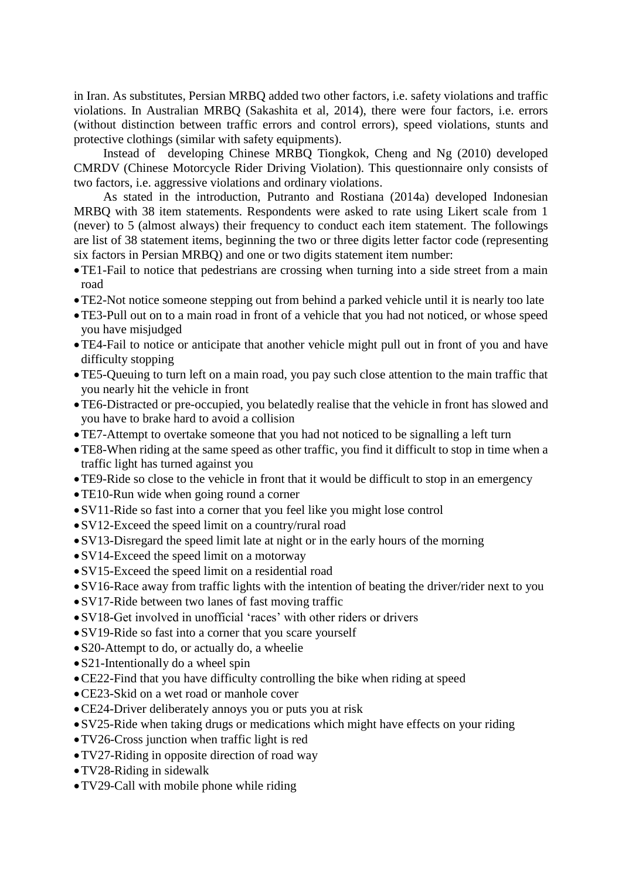in Iran. As substitutes, Persian MRBQ added two other factors, i.e. safety violations and traffic violations. In Australian MRBQ (Sakashita et al, 2014), there were four factors, i.e. errors (without distinction between traffic errors and control errors), speed violations, stunts and protective clothings (similar with safety equipments).

Instead of developing Chinese MRBQ Tiongkok, Cheng and Ng (2010) developed CMRDV (Chinese Motorcycle Rider Driving Violation). This questionnaire only consists of two factors, i.e. aggressive violations and ordinary violations.

As stated in the introduction, Putranto and Rostiana (2014a) developed Indonesian MRBQ with 38 item statements. Respondents were asked to rate using Likert scale from 1 (never) to 5 (almost always) their frequency to conduct each item statement. The followings are list of 38 statement items, beginning the two or three digits letter factor code (representing six factors in Persian MRBQ) and one or two digits statement item number:

- TE1-Fail to notice that pedestrians are crossing when turning into a side street from a main road
- TE2-Not notice someone stepping out from behind a parked vehicle until it is nearly too late
- TE3-Pull out on to a main road in front of a vehicle that you had not noticed, or whose speed you have misjudged
- TE4-Fail to notice or anticipate that another vehicle might pull out in front of you and have difficulty stopping
- TE5-Queuing to turn left on a main road, you pay such close attention to the main traffic that you nearly hit the vehicle in front
- TE6-Distracted or pre-occupied, you belatedly realise that the vehicle in front has slowed and you have to brake hard to avoid a collision
- TE7-Attempt to overtake someone that you had not noticed to be signalling a left turn
- TE8-When riding at the same speed as other traffic, you find it difficult to stop in time when a traffic light has turned against you
- TE9-Ride so close to the vehicle in front that it would be difficult to stop in an emergency
- TE10-Run wide when going round a corner
- SV11-Ride so fast into a corner that you feel like you might lose control
- SV12-Exceed the speed limit on a country/rural road
- SV13-Disregard the speed limit late at night or in the early hours of the morning
- SV14-Exceed the speed limit on a motorway
- SV15-Exceed the speed limit on a residential road
- SV16-Race away from traffic lights with the intention of beating the driver/rider next to you
- SV17-Ride between two lanes of fast moving traffic
- SV18-Get involved in unofficial ‘races’ with other riders or drivers
- SV19-Ride so fast into a corner that you scare yourself
- S20-Attempt to do, or actually do, a wheelie
- S21-Intentionally do a wheel spin
- CE22-Find that you have difficulty controlling the bike when riding at speed
- CE23-Skid on a wet road or manhole cover
- CE24-Driver deliberately annoys you or puts you at risk
- SV25-Ride when taking drugs or medications which might have effects on your riding
- TV26-Cross junction when traffic light is red
- TV27-Riding in opposite direction of road way
- TV28-Riding in sidewalk
- TV29-Call with mobile phone while riding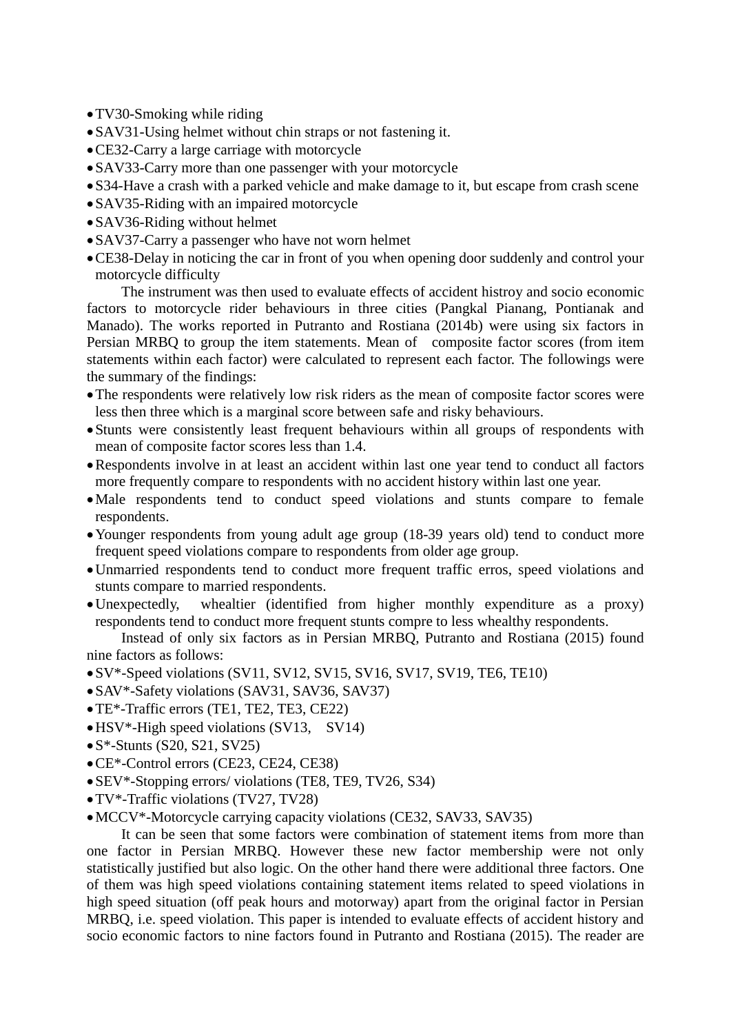- TV30-Smoking while riding
- SAV31-Using helmet without chin straps or not fastening it.
- CE32-Carry a large carriage with motorcycle
- SAV33-Carry more than one passenger with your motorcycle
- S34-Have a crash with a parked vehicle and make damage to it, but escape from crash scene
- SAV35-Riding with an impaired motorcycle
- SAV36-Riding without helmet
- SAV37-Carry a passenger who have not worn helmet
- CE38-Delay in noticing the car in front of you when opening door suddenly and control your motorcycle difficulty

The instrument was then used to evaluate effects of accident histroy and socio economic factors to motorcycle rider behaviours in three cities (Pangkal Pianang, Pontianak and Manado). The works reported in Putranto and Rostiana (2014b) were using six factors in Persian MRBQ to group the item statements. Mean of composite factor scores (from item statements within each factor) were calculated to represent each factor. The followings were the summary of the findings:

- The respondents were relatively low risk riders as the mean of composite factor scores were less then three which is a marginal score between safe and risky behaviours.
- Stunts were consistently least frequent behaviours within all groups of respondents with mean of composite factor scores less than 1.4.
- Respondents involve in at least an accident within last one year tend to conduct all factors more frequently compare to respondents with no accident history within last one year.
- Male respondents tend to conduct speed violations and stunts compare to female respondents.
- Younger respondents from young adult age group (18-39 years old) tend to conduct more frequent speed violations compare to respondents from older age group.
- Unmarried respondents tend to conduct more frequent traffic erros, speed violations and stunts compare to married respondents.
- Unexpectedly, whealtier (identified from higher monthly expenditure as a proxy) respondents tend to conduct more frequent stunts compre to less whealthy respondents.

Instead of only six factors as in Persian MRBQ, Putranto and Rostiana (2015) found nine factors as follows:

- SV*-Speed violations (SV11, SV12, SV15, SV16, SV17, SV19, TE6, TE10)
- SAV*-Safety violations (SAV31, SAV36, SAV37)
- TE*-Traffic errors (TE1, TE2, TE3, CE22)
- HSV*-High speed violations (SV13, SV14)
- S*-Stunts (S20, S21, SV25)
- CE*-Control errors (CE23, CE24, CE38)
- SEV*-Stopping errors/ violations (TE8, TE9, TV26, S34)
- TV*-Traffic violations (TV27, TV28)
- MCCV*-Motorcycle carrying capacity violations (CE32, SAV33, SAV35)

It can be seen that some factors were combination of statement items from more than one factor in Persian MRBQ. However these new factor membership were not only statistically justified but also logic. On the other hand there were additional three factors. One of them was high speed violations containing statement items related to speed violations in high speed situation (off peak hours and motorway) apart from the original factor in Persian MRBQ, i.e. speed violation. This paper is intended to evaluate effects of accident history and socio economic factors to nine factors found in Putranto and Rostiana (2015). The reader are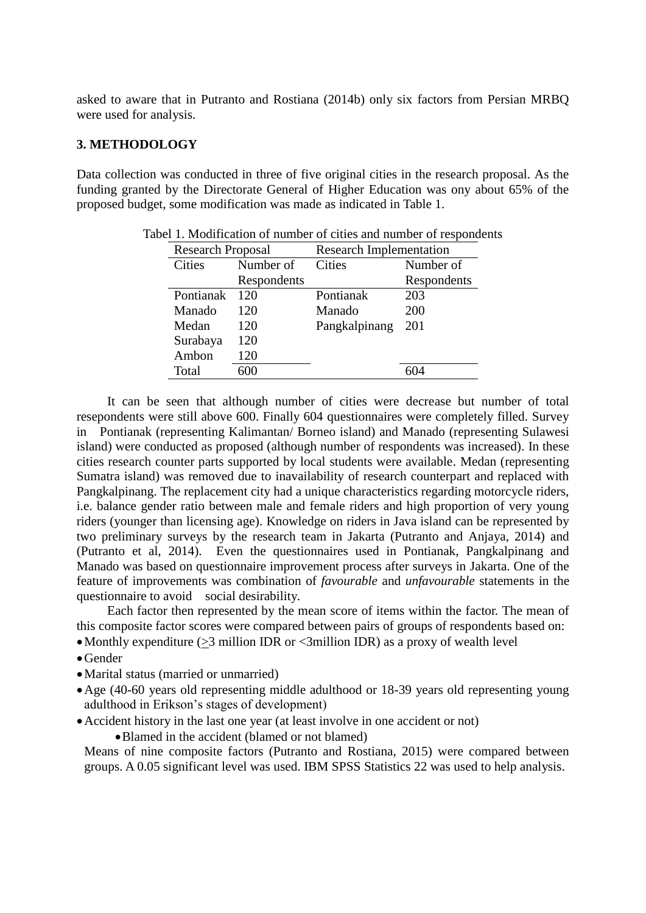asked to aware that in Putranto and Rostiana (2014b) only six factors from Persian MRBQ were used for analysis.

## 3. METHODOLOGY

Data collection was conducted in three of five original cities in the research proposal. As the funding granted by the Directorate General of Higher Education was ony about 65% of the proposed budget, some modification was made as indicated in Table 1.

Tabel 1. Modification of number of cities and number of respondents

| Research Proposal | | Research Implementation | |
|---|---|---|---|
| Cities | Number of Respondents | Cities | Number of Respondents |
| Pontianak | 120 | Pontianak | 203 |
| Manado | 120 | Manado | 200 |
| Medan | 120 | Pangkalpinang | 201 |
| Surabaya | 120 | | |
| Ambon | 120 | | |
| Total | 600 | | 604 |

It can be seen that although number of cities were decrease but number of total resepondents were still above 600. Finally 604 questionnaires were completely filled. Survey in Pontianak (representing Kalimantan/ Borneo island) and Manado (representing Sulawesi island) were conducted as proposed (although number of respondents was increased). In these cities research counter parts supported by local students were available. Medan (representing Sumatra island) was removed due to inavailability of research counterpart and replaced with Pangkalpinang. The replacement city had a unique characteristics regarding motorcycle riders, i.e. balance gender ratio between male and female riders and high proportion of very young riders (younger than licensing age). Knowledge on riders in Java island can be represented by two preliminary surveys by the research team in Jakarta (Putranto and Anjaya, 2014) and (Putranto et al, 2014). Even the questionnaires used in Pontianak, Pangkalpinang and Manado was based on questionnaire improvement process after surveys in Jakarta. One of the feature of improvements was combination of *favourable* and *unfavourable* statements in the questionnaire to avoid social desirability.

Each factor then represented by the mean score of items within the factor. The mean of this composite factor scores were compared between pairs of groups of respondents based on:

- Monthly expenditure (≥3 million IDR or <3million IDR) as a proxy of wealth level
- Gender
- Marital status (married or unmarried)
- Age (40-60 years old representing middle adulthood or 18-39 years old representing young adulthood in Erikson's stages of development)
- Accident history in the last one year (at least involve in one accident or not)
  - Blamed in the accident (blamed or not blamed)

Means of nine composite factors (Putranto and Rostiana, 2015) were compared between groups. A 0.05 significant level was used. IBM SPSS Statistics 22 was used to help analysis.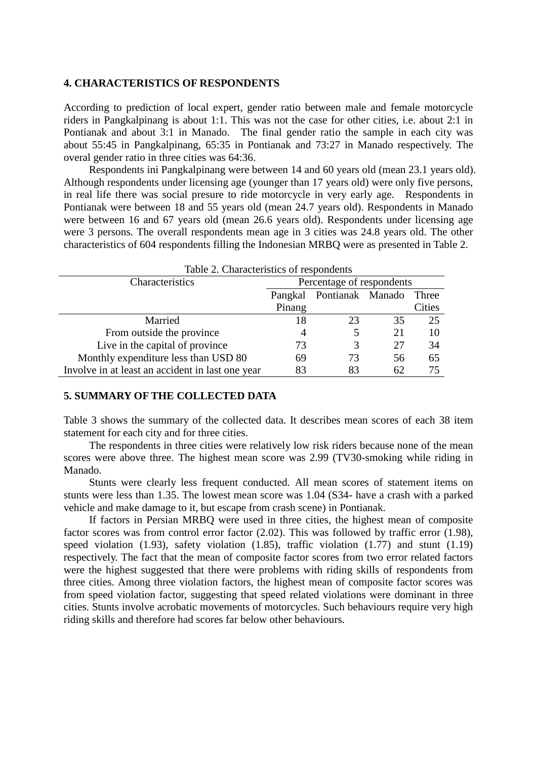## 4. CHARACTERISTICS OF RESPONDENTS

According to prediction of local expert, gender ratio between male and female motorcycle riders in Pangkalpinang is about 1:1. This was not the case for other cities, i.e. about 2:1 in Pontianak and about 3:1 in Manado. The final gender ratio the sample in each city was about 55:45 in Pangkalpinang, 65:35 in Pontianak and 73:27 in Manado respectively. The overal gender ratio in three cities was 64:36.

Respondents ini Pangkalpinang were between 14 and 60 years old (mean 23.1 years old). Although respondents under licensing age (younger than 17 years old) were only five persons, in real life there was social presure to ride motorcycle in very early age. Respondents in Pontianak were between 18 and 55 years old (mean 24.7 years old). Respondents in Manado were between 16 and 67 years old (mean 26.6 years old). Respondents under licensing age were 3 persons. The overall respondents mean age in 3 cities was 24.8 years old. The other characteristics of 604 respondents filling the Indonesian MRBQ were as presented in Table 2.

Table 2. Characteristics of respondents

| Characteristics | Percentage of respondents | | | |
|---|---|---|---|---|
| | Pangkal Pinang | Pontianak | Manado | Three Cities |
| Married | 18 | 23 | 35 | 25 |
| From outside the province | 4 | 5 | 21 | 10 |
| Live in the capital of province | 73 | 3 | 27 | 34 |
| Monthly expenditure less than USD 80 | 69 | 73 | 56 | 65 |
| Involve in at least an accident in last one year | 83 | 83 | 62 | 75 |

## 5. SUMMARY OF THE COLLECTED DATA

Table 3 shows the summary of the collected data. It describes mean scores of each 38 item statement for each city and for three cities.

The respondents in three cities were relatively low risk riders because none of the mean scores were above three. The highest mean score was 2.99 (TV30-smoking while riding in Manado.

Stunts were clearly less frequent conducted. All mean scores of statement items on stunts were less than 1.35. The lowest mean score was 1.04 (S34- have a crash with a parked vehicle and make damage to it, but escape from crash scene) in Pontianak.

If factors in Persian MRBQ were used in three cities, the highest mean of composite factor scores was from control error factor (2.02). This was followed by traffic error (1.98), speed violation (1.93), safety violation (1.85), traffic violation (1.77) and stunt (1.19) respectively. The fact that the mean of composite factor scores from two error related factors were the highest suggested that there were problems with riding skills of respondents from three cities. Among three violation factors, the highest mean of composite factor scores was from speed violation factor, suggesting that speed related violations were dominant in three cities. Stunts involve acrobatic movements of motorcycles. Such behaviours require very high riding skills and therefore had scores far below other behaviours.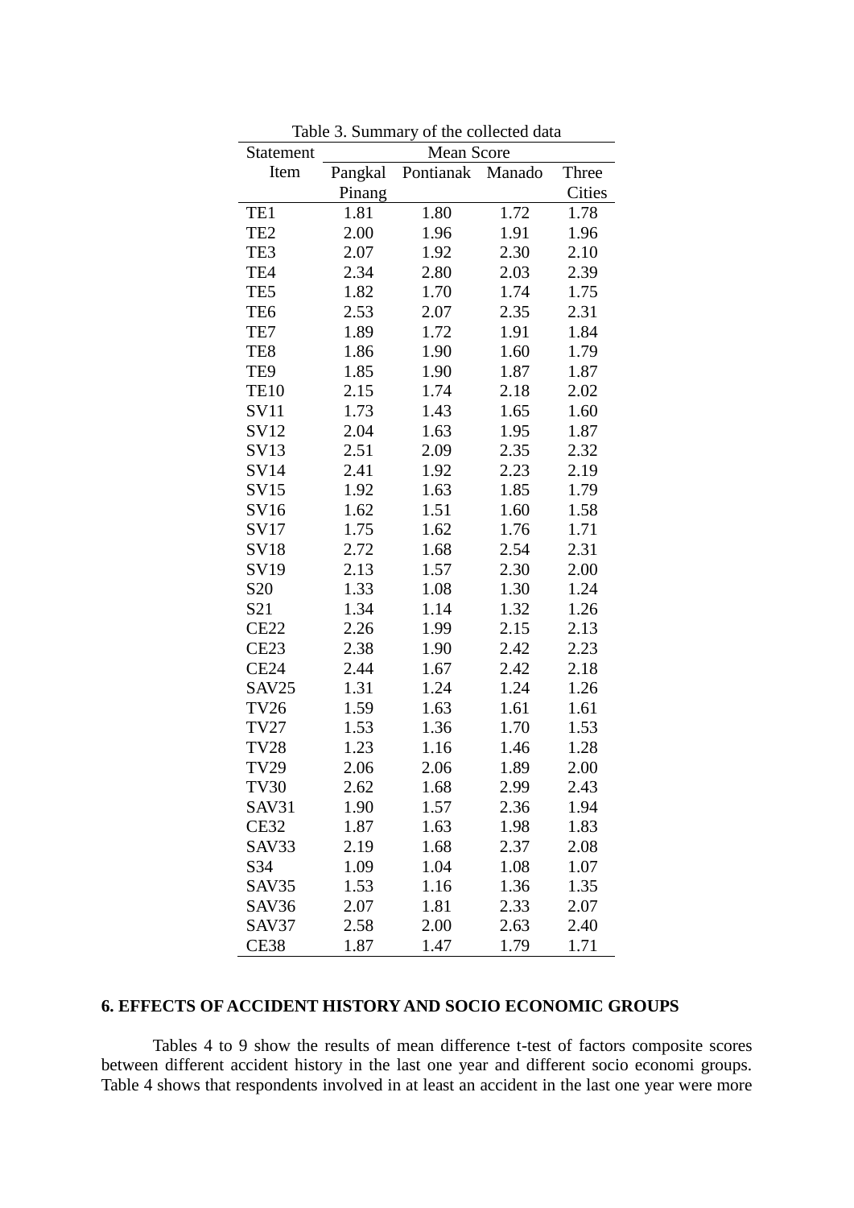Table 3. Summary of the collected data

| Statement Item | Mean Score | | | |
|---|---|---|---|---|
| | Pangkal Pinang | Pontianak | Manado | Three Cities |
| TE1 | 1.81 | 1.80 | 1.72 | 1.78 |
| TE2 | 2.00 | 1.96 | 1.91 | 1.96 |
| TE3 | 2.07 | 1.92 | 2.30 | 2.10 |
| TE4 | 2.34 | 2.80 | 2.03 | 2.39 |
| TE5 | 1.82 | 1.70 | 1.74 | 1.75 |
| TE6 | 2.53 | 2.07 | 2.35 | 2.31 |
| TE7 | 1.89 | 1.72 | 1.91 | 1.84 |
| TE8 | 1.86 | 1.90 | 1.60 | 1.79 |
| TE9 | 1.85 | 1.90 | 1.87 | 1.87 |
| TE10 | 2.15 | 1.74 | 2.18 | 2.02 |
| SV11 | 1.73 | 1.43 | 1.65 | 1.60 |
| SV12 | 2.04 | 1.63 | 1.95 | 1.87 |
| SV13 | 2.51 | 2.09 | 2.35 | 2.32 |
| SV14 | 2.41 | 1.92 | 2.23 | 2.19 |
| SV15 | 1.92 | 1.63 | 1.85 | 1.79 |
| SV16 | 1.62 | 1.51 | 1.60 | 1.58 |
| SV17 | 1.75 | 1.62 | 1.76 | 1.71 |
| SV18 | 2.72 | 1.68 | 2.54 | 2.31 |
| SV19 | 2.13 | 1.57 | 2.30 | 2.00 |
| S20 | 1.33 | 1.08 | 1.30 | 1.24 |
| S21 | 1.34 | 1.14 | 1.32 | 1.26 |
| CE22 | 2.26 | 1.99 | 2.15 | 2.13 |
| CE23 | 2.38 | 1.90 | 2.42 | 2.23 |
| CE24 | 2.44 | 1.67 | 2.42 | 2.18 |
| SAV25 | 1.31 | 1.24 | 1.24 | 1.26 |
| TV26 | 1.59 | 1.63 | 1.61 | 1.61 |
| TV27 | 1.53 | 1.36 | 1.70 | 1.53 |
| TV28 | 1.23 | 1.16 | 1.46 | 1.28 |
| TV29 | 2.06 | 2.06 | 1.89 | 2.00 |
| TV30 | 2.62 | 1.68 | 2.99 | 2.43 |
| SAV31 | 1.90 | 1.57 | 2.36 | 1.94 |
| CE32 | 1.87 | 1.63 | 1.98 | 1.83 |
| SAV33 | 2.19 | 1.68 | 2.37 | 2.08 |
| S34 | 1.09 | 1.04 | 1.08 | 1.07 |
| SAV35 | 1.53 | 1.16 | 1.36 | 1.35 |
| SAV36 | 2.07 | 1.81 | 2.33 | 2.07 |
| SAV37 | 2.58 | 2.00 | 2.63 | 2.40 |
| CE38 | 1.87 | 1.47 | 1.79 | 1.71 |

## 6. EFFECTS OF ACCIDENT HISTORY AND SOCIO ECONOMIC GROUPS

Tables 4 to 9 show the results of mean difference t-test of factors composite scores between different accident history in the last one year and different socio economi groups. Table 4 shows that respondents involved in at least an accident in the last one year were more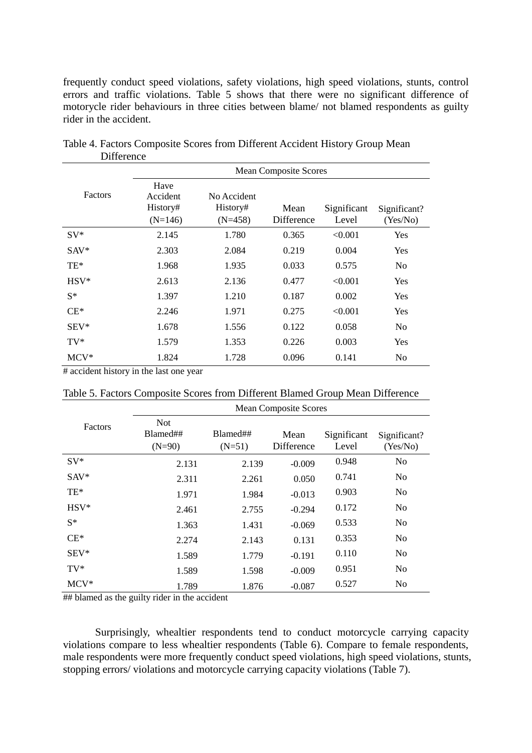frequently conduct speed violations, safety violations, high speed violations, stunts, control errors and traffic violations. Table 5 shows that there were no significant difference of motorcycle rider behaviours in three cities between blame/ not blamed respondents as guilty rider in the accident.

Table 4. Factors Composite Scores from Different Accident History Group Mean Difference

| Factors | Mean Composite Scores | | | | |
|---|---|---|---|---|---|
| | Have Accident History# (N=146) | No Accident History# (N=458) | Mean Difference | Significant Level | Significant? (Yes/No) |
| SV* | 2.145 | 1.780 | 0.365 | <0.001 | Yes |
| SAV* | 2.303 | 2.084 | 0.219 | 0.004 | Yes |
| TE* | 1.968 | 1.935 | 0.033 | 0.575 | No |
| HSV* | 2.613 | 2.136 | 0.477 | <0.001 | Yes |
| S* | 1.397 | 1.210 | 0.187 | 0.002 | Yes |
| CE* | 2.246 | 1.971 | 0.275 | <0.001 | Yes |
| SEV* | 1.678 | 1.556 | 0.122 | 0.058 | No |
| TV* | 1.579 | 1.353 | 0.226 | 0.003 | Yes |
| MCV* | 1.824 | 1.728 | 0.096 | 0.141 | No |

# accident history in the last one year

Table 5. Factors Composite Scores from Different Blamed Group Mean Difference

| Factors | Mean Composite Scores | | | | |
|---|---|---|---|---|---|
| | Not Blamed## (N=90) | Blamed## (N=51) | Mean Difference | Significant Level | Significant? (Yes/No) |
| SV* | 2.131 | 2.139 | -0.009 | 0.948 | No |
| SAV* | 2.311 | 2.261 | 0.050 | 0.741 | No |
| TE* | 1.971 | 1.984 | -0.013 | 0.903 | No |
| HSV* | 2.461 | 2.755 | -0.294 | 0.172 | No |
| S* | 1.363 | 1.431 | -0.069 | 0.533 | No |
| CE* | 2.274 | 2.143 | 0.131 | 0.353 | No |
| SEV* | 1.589 | 1.779 | -0.191 | 0.110 | No |
| TV* | 1.589 | 1.598 | -0.009 | 0.951 | No |
| MCV* | 1.789 | 1.876 | -0.087 | 0.527 | No |

## blamed as the guilty rider in the accident

Surprisingly, whealtier respondents tend to conduct motorcycle carrying capacity violations compare to less whealtier respondents (Table 6). Compare to female respondents, male respondents were more frequently conduct speed violations, high speed violations, stunts, stopping errors/ violations and motorcycle carrying capacity violations (Table 7).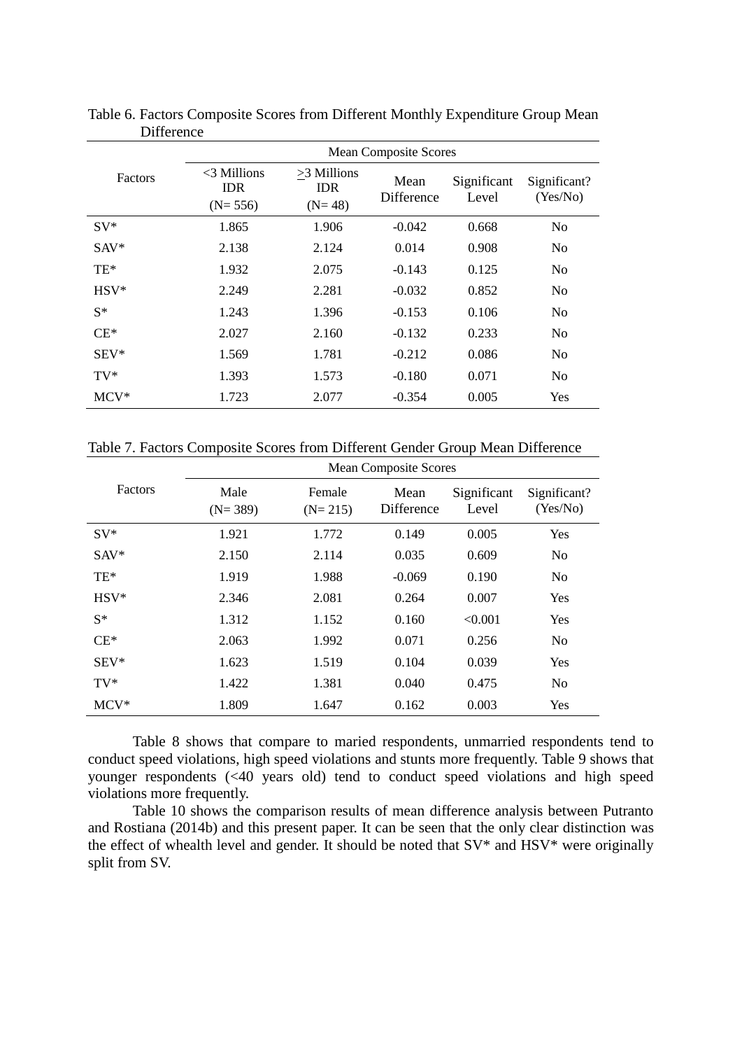Table 6. Factors Composite Scores from Different Monthly Expenditure Group Mean Difference

| Factors | Mean Composite Scores | | | | |
|---|---|---|---|---|---|
| | <3 Millions IDR (N= 556) | ≥3 Millions IDR (N= 48) | Mean Difference | Significant Level | Significant? (Yes/No) |
| SV* | 1.865 | 1.906 | -0.042 | 0.668 | No |
| SAV* | 2.138 | 2.124 | 0.014 | 0.908 | No |
| TE* | 1.932 | 2.075 | -0.143 | 0.125 | No |
| HSV* | 2.249 | 2.281 | -0.032 | 0.852 | No |
| S* | 1.243 | 1.396 | -0.153 | 0.106 | No |
| CE* | 2.027 | 2.160 | -0.132 | 0.233 | No |
| SEV* | 1.569 | 1.781 | -0.212 | 0.086 | No |
| TV* | 1.393 | 1.573 | -0.180 | 0.071 | No |
| MCV* | 1.723 | 2.077 | -0.354 | 0.005 | Yes |

Table 7. Factors Composite Scores from Different Gender Group Mean Difference

| Factors | Mean Composite Scores | | | | |
|---|---|---|---|---|---|
| | Male (N= 389) | Female (N= 215) | Mean Difference | Significant Level | Significant? (Yes/No) |
| SV* | 1.921 | 1.772 | 0.149 | 0.005 | Yes |
| SAV* | 2.150 | 2.114 | 0.035 | 0.609 | No |
| TE* | 1.919 | 1.988 | -0.069 | 0.190 | No |
| HSV* | 2.346 | 2.081 | 0.264 | 0.007 | Yes |
| S* | 1.312 | 1.152 | 0.160 | <0.001 | Yes |
| CE* | 2.063 | 1.992 | 0.071 | 0.256 | No |
| SEV* | 1.623 | 1.519 | 0.104 | 0.039 | Yes |
| TV* | 1.422 | 1.381 | 0.040 | 0.475 | No |
| MCV* | 1.809 | 1.647 | 0.162 | 0.003 | Yes |

Table 8 shows that compare to maried respondents, unmarried respondents tend to conduct speed violations, high speed violations and stunts more frequently. Table 9 shows that younger respondents (<40 years old) tend to conduct speed violations and high speed violations more frequently.

Table 10 shows the comparison results of mean difference analysis between Putranto and Rostiana (2014b) and this present paper. It can be seen that the only clear distinction was the effect of whealth level and gender. It should be noted that SV* and HSV* were originally split from SV.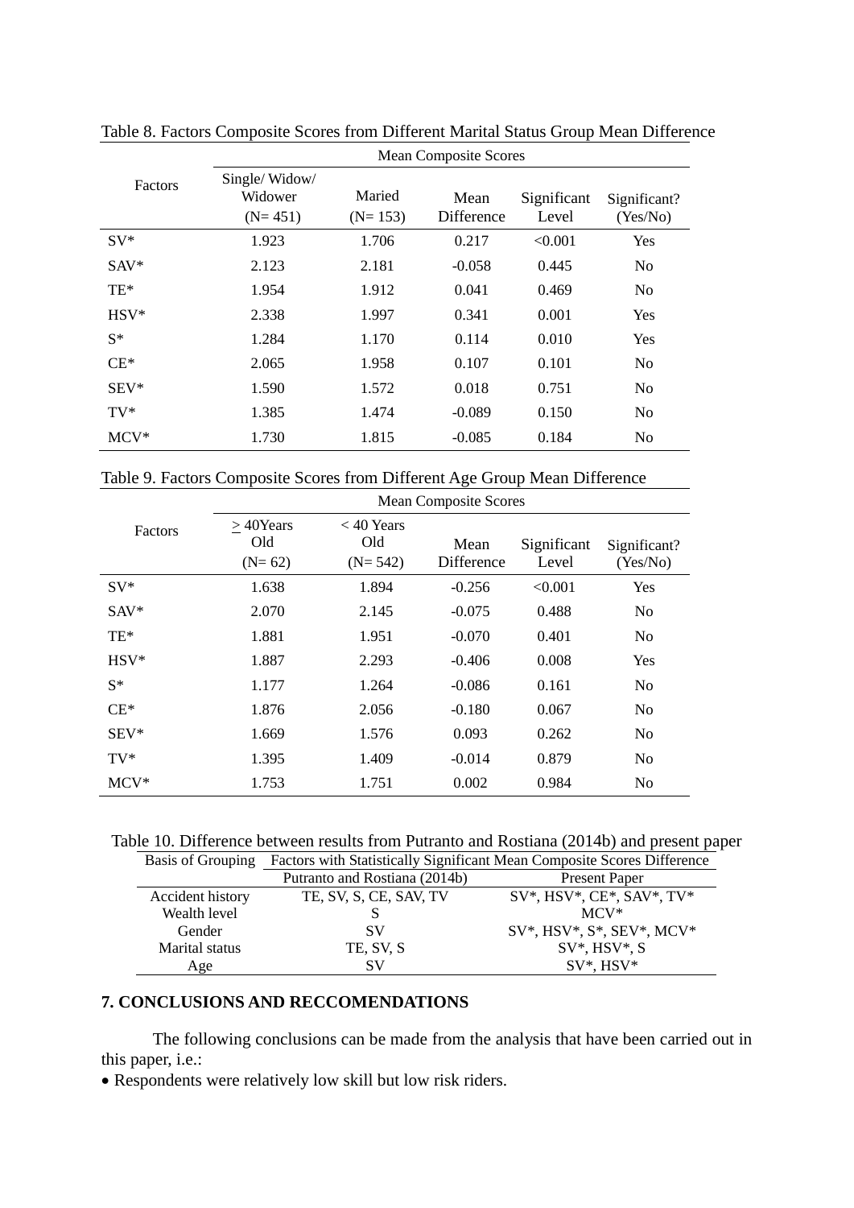Table 8. Factors Composite Scores from Different Marital Status Group Mean Difference

| Factors | Mean Composite Scores | | | | |
|---|---|---|---|---|---|
| | Single/ Widow/ Widower (N= 451) | Maried (N= 153) | Mean Difference | Significant Level | Significant? (Yes/No) |
| SV* | 1.923 | 1.706 | 0.217 | <0.001 | Yes |
| SAV* | 2.123 | 2.181 | -0.058 | 0.445 | No |
| TE* | 1.954 | 1.912 | 0.041 | 0.469 | No |
| HSV* | 2.338 | 1.997 | 0.341 | 0.001 | Yes |
| S* | 1.284 | 1.170 | 0.114 | 0.010 | Yes |
| CE* | 2.065 | 1.958 | 0.107 | 0.101 | No |
| SEV* | 1.590 | 1.572 | 0.018 | 0.751 | No |
| TV* | 1.385 | 1.474 | -0.089 | 0.150 | No |
| MCV* | 1.730 | 1.815 | -0.085 | 0.184 | No |

Table 9. Factors Composite Scores from Different Age Group Mean Difference

| Factors | Mean Composite Scores | | | | |
|---|---|---|---|---|---|
| | $\geq$ 40Years Old (N= 62) | < 40 Years Old (N= 542) | Mean Difference | Significant Level | Significant? (Yes/No) |
| SV* | 1.638 | 1.894 | -0.256 | <0.001 | Yes |
| SAV* | 2.070 | 2.145 | -0.075 | 0.488 | No |
| TE* | 1.881 | 1.951 | -0.070 | 0.401 | No |
| HSV* | 1.887 | 2.293 | -0.406 | 0.008 | Yes |
| S* | 1.177 | 1.264 | -0.086 | 0.161 | No |
| CE* | 1.876 | 2.056 | -0.180 | 0.067 | No |
| SEV* | 1.669 | 1.576 | 0.093 | 0.262 | No |
| TV* | 1.395 | 1.409 | -0.014 | 0.879 | No |
| MCV* | 1.753 | 1.751 | 0.002 | 0.984 | No |

Table 10. Difference between results from Putranto and Rostiana (2014b) and present paper

| Basis of Grouping | Factors with Statistically Significant Mean Composite Scores Difference | |
|---|---|---|
| | Putranto and Rostiana (2014b) | Present Paper |
| Accident history | TE, SV, S, CE, SAV, TV | SV*, HSV*, CE*, SAV*, TV* |
| Wealth level | S | MCV* |
| Gender | SV | SV*, HSV*, S*, SEV*, MCV* |
| Marital status | TE, SV, S | SV*, HSV*, S |
| Age | SV | SV*, HSV* |

## 7. CONCLUSIONS AND RECCOMENDATIONS

The following conclusions can be made from the analysis that have been carried out in this paper, i.e.:

- Respondents were relatively low skill but low risk riders.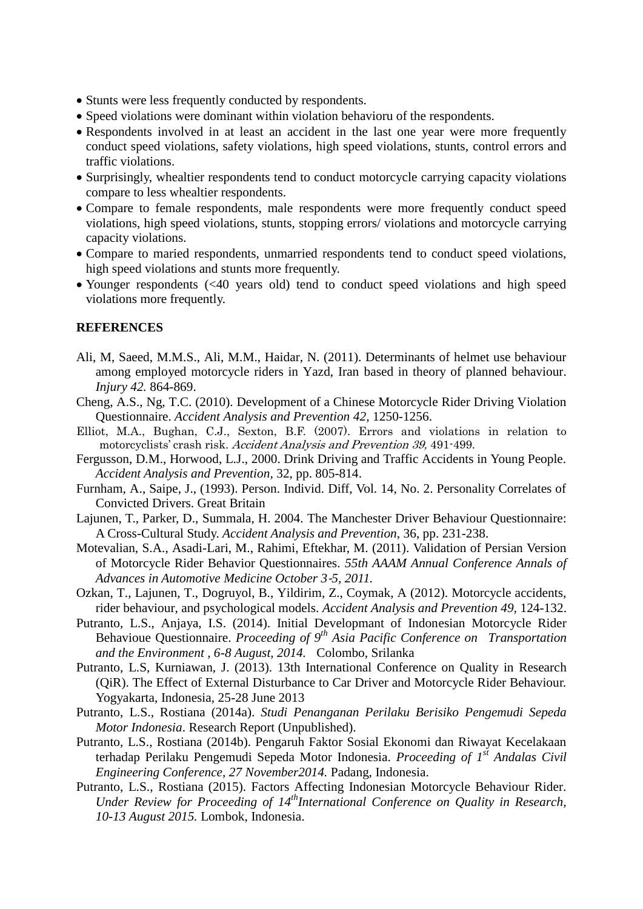- Stunts were less frequently conducted by respondents.
- Speed violations were dominant within violation behavioru of the respondents.
- Respondents involved in at least an accident in the last one year were more frequently conduct speed violations, safety violations, high speed violations, stunts, control errors and traffic violations.
- Surprisingly, whealtier respondents tend to conduct motorcycle carrying capacity violations compare to less whealtier respondents.
- Compare to female respondents, male respondents were more frequently conduct speed violations, high speed violations, stunts, stopping errors/ violations and motorcycle carrying capacity violations.
- Compare to maried respondents, unmarried respondents tend to conduct speed violations, high speed violations and stunts more frequently.
- Younger respondents (<40 years old) tend to conduct speed violations and high speed violations more frequently.

## REFERENCES

Ali, M, Saeed, M.M.S., Ali, M.M., Haidar, N. (2011). Determinants of helmet use behaviour among employed motorcycle riders in Yazd, Iran based in theory of planned behaviour. *Injury 42.* 864-869.

Cheng, A.S., Ng, T.C. (2010). Development of a Chinese Motorcycle Rider Driving Violation Questionnaire. *Accident Analysis and Prevention 42,* 1250-1256.

Elliot, M.A., Bughan, C.J., Sexton, B.F. (2007). Errors and violations in relation to motorcyclists' crash risk. *Accident Analysis and Prevention 39,* 491-499.

Fergusson, D.M., Horwood, L.J., 2000. Drink Driving and Traffic Accidents in Young People. *Accident Analysis and Prevention*, 32, pp. 805-814.

Furnham, A., Saipe, J., (1993). Person. Individ. Diff, Vol. 14, No. 2. Personality Correlates of Convicted Drivers. Great Britain

Lajunen, T., Parker, D., Summala, H. 2004. The Manchester Driver Behaviour Questionnaire: A Cross-Cultural Study. *Accident Analysis and Prevention*, 36, pp. 231-238.

Motevalian, S.A., Asadi-Lari, M., Rahimi, Eftekhar, M. (2011). Validation of Persian Version of Motorcycle Rider Behavior Questionnaires. *55th AAAM Annual Conference Annals of Advances in Automotive Medicine October 3-5, 2011.*

Ozkan, T., Lajunen, T., Dogruyol, B., Yildirim, Z., Coymak, A (2012). Motorcycle accidents, rider behaviour, and psychological models. *Accident Analysis and Prevention 49,* 124-132.

Putranto, L.S., Anjaya, I.S. (2014). Initial Developmant of Indonesian Motorcycle Rider Behavioue Questionnaire. *Proceeding of 9th Asia Pacific Conference on Transportation and the Environment , 6-8 August, 2014.* Colombo, Srilanka

Putranto, L.S, Kurniawan, J. (2013). 13th International Conference on Quality in Research (QiR). The Effect of External Disturbance to Car Driver and Motorcycle Rider Behaviour. Yogyakarta, Indonesia, 25-28 June 2013

Putranto, L.S., Rostiana (2014a). *Studi Penanganan Perilaku Berisiko Pengemudi Sepeda Motor Indonesia*. Research Report (Unpublished).

Putranto, L.S., Rostiana (2014b). Pengaruh Faktor Sosial Ekonomi dan Riwayat Kecelakaan terhadap Perilaku Pengemudi Sepeda Motor Indonesia. *Proceeding of 1st Andalas Civil Engineering Conference, 27 November2014.* Padang, Indonesia.

Putranto, L.S., Rostiana (2015). Factors Affecting Indonesian Motorcycle Behaviour Rider. *Under Review for Proceeding of 14thInternational Conference on Quality in Research, 10-13 August 2015.* Lombok, Indonesia.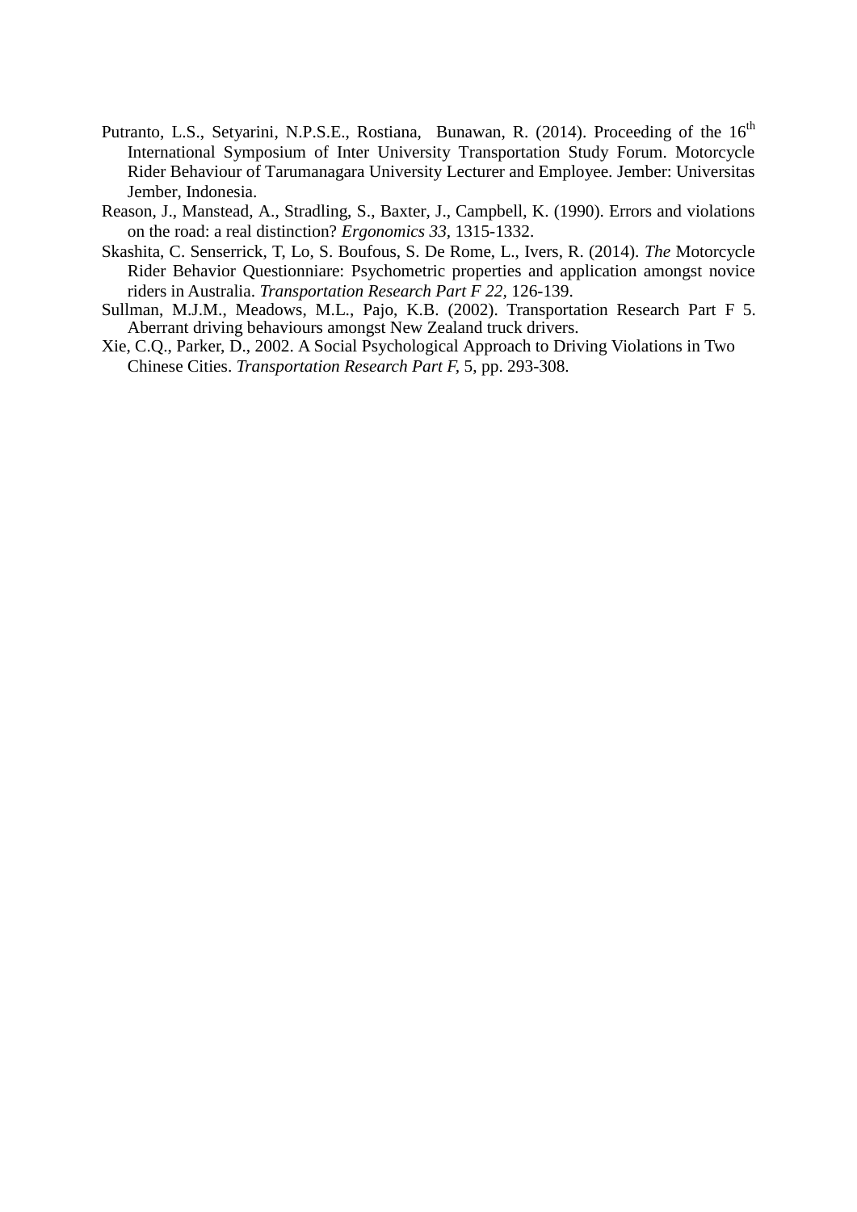Putranto, L.S., Setyarini, N.P.S.E., Rostiana,  Bunawan, R. (2014). Proceeding of the 16th International Symposium of Inter University Transportation Study Forum. Motorcycle Rider Behaviour of Tarumanagara University Lecturer and Employee. Jember: Universitas Jember, Indonesia.

Reason, J., Manstead, A., Stradling, S., Baxter, J., Campbell, K. (1990). Errors and violations on the road: a real distinction? *Ergonomics 33*, 1315-1332.

Skashita, C. Senserrick, T, Lo, S. Boufous, S. De Rome, L., Ivers, R. (2014). *The* Motorcycle Rider Behavior Questionniare: Psychometric properties and application amongst novice riders in Australia. *Transportation Research Part F 22*, 126-139.

Sullman, M.J.M., Meadows, M.L., Pajo, K.B. (2002). Transportation Research Part F 5. Aberrant driving behaviours amongst New Zealand truck drivers.

Xie, C.Q., Parker, D., 2002. A Social Psychological Approach to Driving Violations in Two Chinese Cities. *Transportation Research Part F*, 5, pp. 293-308.